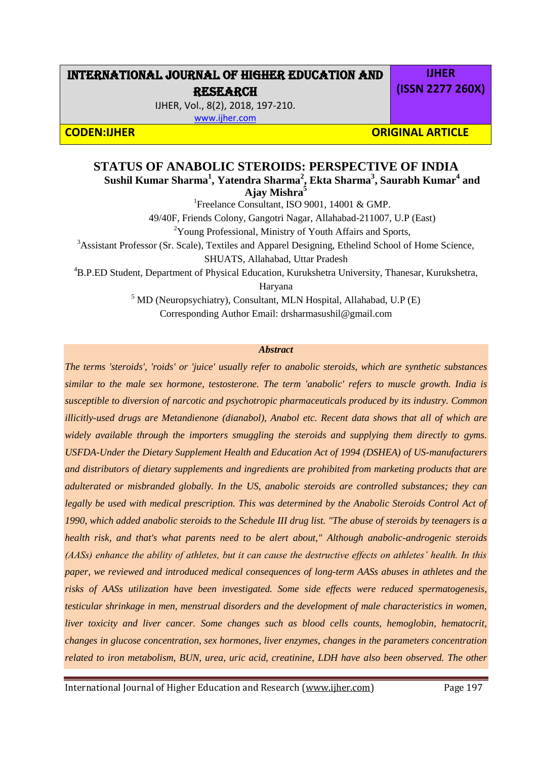# STATUS OF ANABOLIC STEROIDS: PERSPECTIVE OF INDIA

**Sushil Kumar Sharma[1], Yatendra Sharma[2], Ekta Sharma[3], Saurabh Kumar[4] and Ajay Mishra[5]**

[1]Freelance Consultant, ISO 9001, 14001 & GMP.
49/40F, Friends Colony, Gangotri Nagar, Allahabad-211007, U.P (East)

[2]Young Professional, Ministry of Youth Affairs and Sports,

[3]Assistant Professor (Sr. Scale), Textiles and Apparel Designing, Ethelind School of Home Science, SHUATS, Allahabad, Uttar Pradesh

[4]B.P.ED Student, Department of Physical Education, Kurukshetra University, Thanesar, Kurukshetra, Haryana

[5] MD (Neuropsychiatry), Consultant, MLN Hospital, Allahabad, U.P (E)

Corresponding Author Email: drsharmasushil@gmail.com

***Abstract***

*The terms 'steroids', 'roids' or 'juice' usually refer to anabolic steroids, which are synthetic substances similar to the male sex hormone, testosterone. The term 'anabolic' refers to muscle growth. India is susceptible to diversion of narcotic and psychotropic pharmaceuticals produced by its industry. Common illicitly-used drugs are Metandienone (dianabol), Anabol etc. Recent data shows that all of which are widely available through the importers smuggling the steroids and supplying them directly to gyms. USFDA-Under the Dietary Supplement Health and Education Act of 1994 (DSHEA) of US-manufacturers and distributors of dietary supplements and ingredients are prohibited from marketing products that are adulterated or misbranded globally. In the US, anabolic steroids are controlled substances; they can legally be used with medical prescription. This was determined by the Anabolic Steroids Control Act of 1990, which added anabolic steroids to the Schedule III drug list. "The abuse of steroids by teenagers is a health risk, and that's what parents need to be alert about," Although anabolic-androgenic steroids (AASs) enhance the ability of athletes, but it can cause the destructive effects on athletes' health. In this paper, we reviewed and introduced medical consequences of long-term AASs abuses in athletes and the risks of AASs utilization have been investigated. Some side effects were reduced spermatogenesis, testicular shrinkage in men, menstrual disorders and the development of male characteristics in women, liver toxicity and liver cancer. Some changes such as blood cells counts, hemoglobin, hematocrit, changes in glucose concentration, sex hormones, liver enzymes, changes in the parameters concentration related to iron metabolism, BUN, urea, uric acid, creatinine, LDH have also been observed. The other*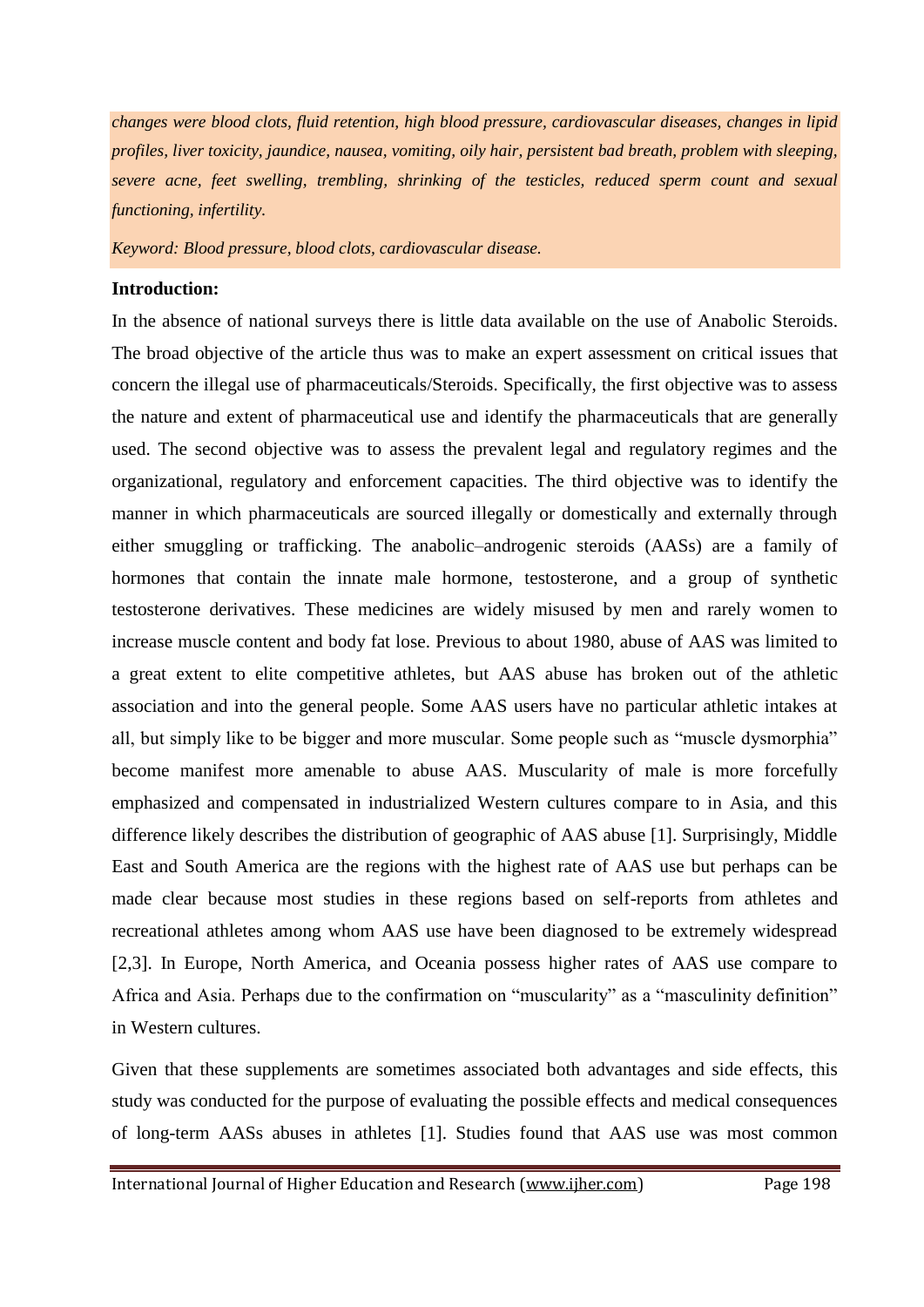*changes were blood clots, fluid retention, high blood pressure, cardiovascular diseases, changes in lipid profiles, liver toxicity, jaundice, nausea, vomiting, oily hair, persistent bad breath, problem with sleeping, severe acne, feet swelling, trembling, shrinking of the testicles, reduced sperm count and sexual functioning, infertility.*

*Keyword: Blood pressure, blood clots, cardiovascular disease.*

**Introduction:**

In the absence of national surveys there is little data available on the use of Anabolic Steroids. The broad objective of the article thus was to make an expert assessment on critical issues that concern the illegal use of pharmaceuticals/Steroids. Specifically, the first objective was to assess the nature and extent of pharmaceutical use and identify the pharmaceuticals that are generally used. The second objective was to assess the prevalent legal and regulatory regimes and the organizational, regulatory and enforcement capacities. The third objective was to identify the manner in which pharmaceuticals are sourced illegally or domestically and externally through either smuggling or trafficking. The anabolic–androgenic steroids (AASs) are a family of hormones that contain the innate male hormone, testosterone, and a group of synthetic testosterone derivatives. These medicines are widely misused by men and rarely women to increase muscle content and body fat lose. Previous to about 1980, abuse of AAS was limited to a great extent to elite competitive athletes, but AAS abuse has broken out of the athletic association and into the general people. Some AAS users have no particular athletic intakes at all, but simply like to be bigger and more muscular. Some people such as "muscle dysmorphia" become manifest more amenable to abuse AAS. Muscularity of male is more forcefully emphasized and compensated in industrialized Western cultures compare to in Asia, and this difference likely describes the distribution of geographic of AAS abuse [1]. Surprisingly, Middle East and South America are the regions with the highest rate of AAS use but perhaps can be made clear because most studies in these regions based on self-reports from athletes and recreational athletes among whom AAS use have been diagnosed to be extremely widespread [2,3]. In Europe, North America, and Oceania possess higher rates of AAS use compare to Africa and Asia. Perhaps due to the confirmation on "muscularity" as a "masculinity definition" in Western cultures.

Given that these supplements are sometimes associated both advantages and side effects, this study was conducted for the purpose of evaluating the possible effects and medical consequences of long-term AASs abuses in athletes [1]. Studies found that AAS use was most common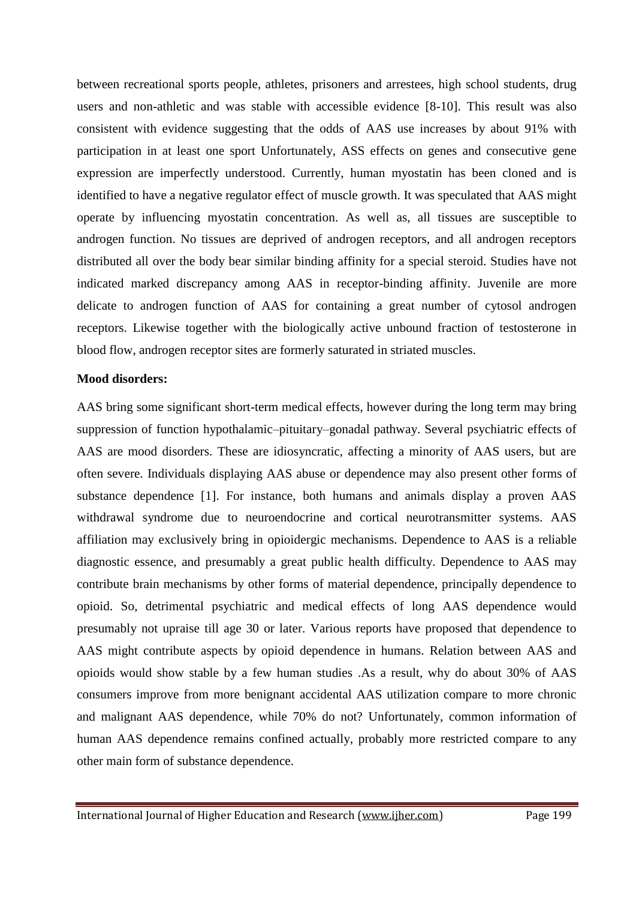between recreational sports people, athletes, prisoners and arrestees, high school students, drug users and non-athletic and was stable with accessible evidence [8-10]. This result was also consistent with evidence suggesting that the odds of AAS use increases by about 91% with participation in at least one sport Unfortunately, ASS effects on genes and consecutive gene expression are imperfectly understood. Currently, human myostatin has been cloned and is identified to have a negative regulator effect of muscle growth. It was speculated that AAS might operate by influencing myostatin concentration. As well as, all tissues are susceptible to androgen function. No tissues are deprived of androgen receptors, and all androgen receptors distributed all over the body bear similar binding affinity for a special steroid. Studies have not indicated marked discrepancy among AAS in receptor-binding affinity. Juvenile are more delicate to androgen function of AAS for containing a great number of cytosol androgen receptors. Likewise together with the biologically active unbound fraction of testosterone in blood flow, androgen receptor sites are formerly saturated in striated muscles.

**Mood disorders:**

AAS bring some significant short-term medical effects, however during the long term may bring suppression of function hypothalamic–pituitary–gonadal pathway. Several psychiatric effects of AAS are mood disorders. These are idiosyncratic, affecting a minority of AAS users, but are often severe. Individuals displaying AAS abuse or dependence may also present other forms of substance dependence [1]. For instance, both humans and animals display a proven AAS withdrawal syndrome due to neuroendocrine and cortical neurotransmitter systems. AAS affiliation may exclusively bring in opioidergic mechanisms. Dependence to AAS is a reliable diagnostic essence, and presumably a great public health difficulty. Dependence to AAS may contribute brain mechanisms by other forms of material dependence, principally dependence to opioid. So, detrimental psychiatric and medical effects of long AAS dependence would presumably not upraise till age 30 or later. Various reports have proposed that dependence to AAS might contribute aspects by opioid dependence in humans. Relation between AAS and opioids would show stable by a few human studies .As a result, why do about 30% of AAS consumers improve from more benignant accidental AAS utilization compare to more chronic and malignant AAS dependence, while 70% do not? Unfortunately, common information of human AAS dependence remains confined actually, probably more restricted compare to any other main form of substance dependence.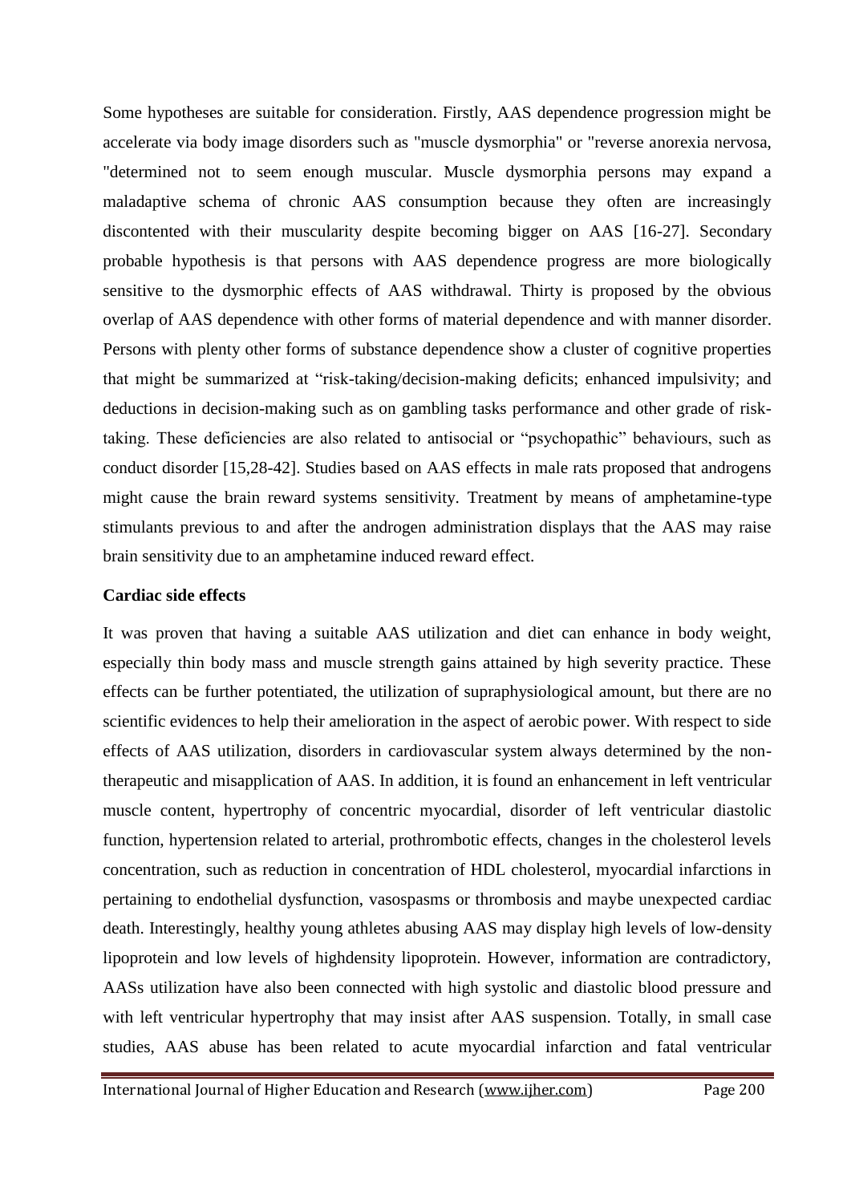Some hypotheses are suitable for consideration. Firstly, AAS dependence progression might be accelerate via body image disorders such as "muscle dysmorphia" or "reverse anorexia nervosa, "determined not to seem enough muscular. Muscle dysmorphia persons may expand a maladaptive schema of chronic AAS consumption because they often are increasingly discontented with their muscularity despite becoming bigger on AAS [16-27]. Secondary probable hypothesis is that persons with AAS dependence progress are more biologically sensitive to the dysmorphic effects of AAS withdrawal. Thirty is proposed by the obvious overlap of AAS dependence with other forms of material dependence and with manner disorder. Persons with plenty other forms of substance dependence show a cluster of cognitive properties that might be summarized at "risk-taking/decision-making deficits; enhanced impulsivity; and deductions in decision-making such as on gambling tasks performance and other grade of risk-taking. These deficiencies are also related to antisocial or "psychopathic" behaviours, such as conduct disorder [15,28-42]. Studies based on AAS effects in male rats proposed that androgens might cause the brain reward systems sensitivity. Treatment by means of amphetamine-type stimulants previous to and after the androgen administration displays that the AAS may raise brain sensitivity due to an amphetamine induced reward effect.

**Cardiac side effects**

It was proven that having a suitable AAS utilization and diet can enhance in body weight, especially thin body mass and muscle strength gains attained by high severity practice. These effects can be further potentiated, the utilization of supraphysiological amount, but there are no scientific evidences to help their amelioration in the aspect of aerobic power. With respect to side effects of AAS utilization, disorders in cardiovascular system always determined by the non-therapeutic and misapplication of AAS. In addition, it is found an enhancement in left ventricular muscle content, hypertrophy of concentric myocardial, disorder of left ventricular diastolic function, hypertension related to arterial, prothrombotic effects, changes in the cholesterol levels concentration, such as reduction in concentration of HDL cholesterol, myocardial infarctions in pertaining to endothelial dysfunction, vasospasms or thrombosis and maybe unexpected cardiac death. Interestingly, healthy young athletes abusing AAS may display high levels of low-density lipoprotein and low levels of highdensity lipoprotein. However, information are contradictory, AASs utilization have also been connected with high systolic and diastolic blood pressure and with left ventricular hypertrophy that may insist after AAS suspension. Totally, in small case studies, AAS abuse has been related to acute myocardial infarction and fatal ventricular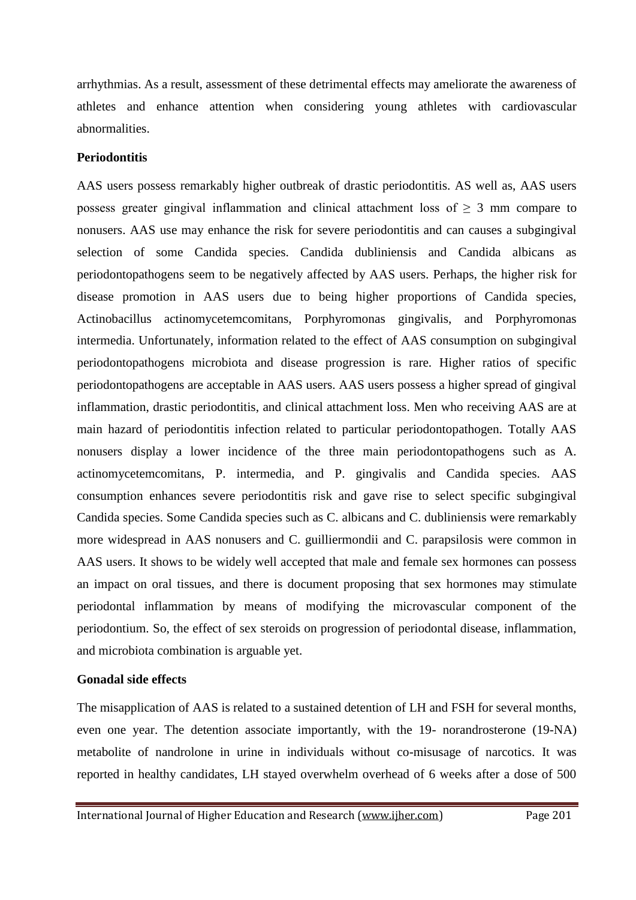arrhythmias. As a result, assessment of these detrimental effects may ameliorate the awareness of athletes and enhance attention when considering young athletes with cardiovascular abnormalities.

**Periodontitis**

AAS users possess remarkably higher outbreak of drastic periodontitis. AS well as, AAS users possess greater gingival inflammation and clinical attachment loss of $\geq 3$ mm compare to nonusers. AAS use may enhance the risk for severe periodontitis and can causes a subgingival selection of some Candida species. Candida dubliniensis and Candida albicans as periodontopathogens seem to be negatively affected by AAS users. Perhaps, the higher risk for disease promotion in AAS users due to being higher proportions of Candida species, Actinobacillus actinomycetemcomitans, Porphyromonas gingivalis, and Porphyromonas intermedia. Unfortunately, information related to the effect of AAS consumption on subgingival periodontopathogens microbiota and disease progression is rare. Higher ratios of specific periodontopathogens are acceptable in AAS users. AAS users possess a higher spread of gingival inflammation, drastic periodontitis, and clinical attachment loss. Men who receiving AAS are at main hazard of periodontitis infection related to particular periodontopathogen. Totally AAS nonusers display a lower incidence of the three main periodontopathogens such as A. actinomycetemcomitans, P. intermedia, and P. gingivalis and Candida species. AAS consumption enhances severe periodontitis risk and gave rise to select specific subgingival Candida species. Some Candida species such as C. albicans and C. dubliniensis were remarkably more widespread in AAS nonusers and C. guilliermondii and C. parapsilosis were common in AAS users. It shows to be widely well accepted that male and female sex hormones can possess an impact on oral tissues, and there is document proposing that sex hormones may stimulate periodontal inflammation by means of modifying the microvascular component of the periodontium. So, the effect of sex steroids on progression of periodontal disease, inflammation, and microbiota combination is arguable yet.

**Gonadal side effects**

The misapplication of AAS is related to a sustained detention of LH and FSH for several months, even one year. The detention associate importantly, with the 19- norandrosterone (19-NA) metabolite of nandrolone in urine in individuals without co-misusage of narcotics. It was reported in healthy candidates, LH stayed overwhelm overhead of 6 weeks after a dose of 500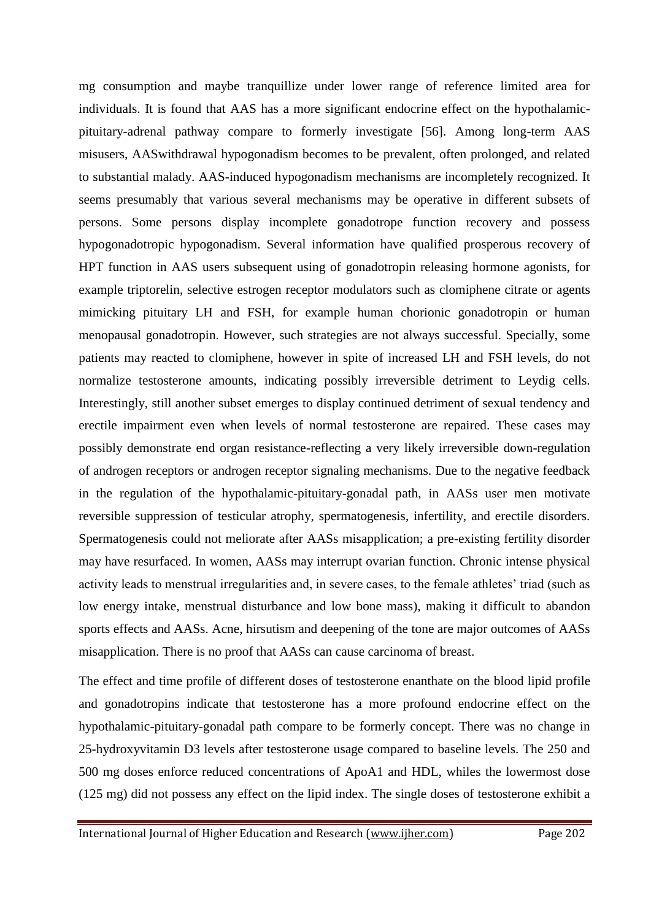mg consumption and maybe tranquillize under lower range of reference limited area for individuals. It is found that AAS has a more significant endocrine effect on the hypothalamic-pituitary-adrenal pathway compare to formerly investigate [56]. Among long-term AAS misusers, AASwithdrawal hypogonadism becomes to be prevalent, often prolonged, and related to substantial malady. AAS-induced hypogonadism mechanisms are incompletely recognized. It seems presumably that various several mechanisms may be operative in different subsets of persons. Some persons display incomplete gonadotrope function recovery and possess hypogonadotropic hypogonadism. Several information have qualified prosperous recovery of HPT function in AAS users subsequent using of gonadotropin releasing hormone agonists, for example triptorelin, selective estrogen receptor modulators such as clomiphene citrate or agents mimicking pituitary LH and FSH, for example human chorionic gonadotropin or human menopausal gonadotropin. However, such strategies are not always successful. Specially, some patients may reacted to clomiphene, however in spite of increased LH and FSH levels, do not normalize testosterone amounts, indicating possibly irreversible detriment to Leydig cells. Interestingly, still another subset emerges to display continued detriment of sexual tendency and erectile impairment even when levels of normal testosterone are repaired. These cases may possibly demonstrate end organ resistance-reflecting a very likely irreversible down-regulation of androgen receptors or androgen receptor signaling mechanisms. Due to the negative feedback in the regulation of the hypothalamic-pituitary-gonadal path, in AASs user men motivate reversible suppression of testicular atrophy, spermatogenesis, infertility, and erectile disorders. Spermatogenesis could not meliorate after AASs misapplication; a pre-existing fertility disorder may have resurfaced. In women, AASs may interrupt ovarian function. Chronic intense physical activity leads to menstrual irregularities and, in severe cases, to the female athletes' triad (such as low energy intake, menstrual disturbance and low bone mass), making it difficult to abandon sports effects and AASs. Acne, hirsutism and deepening of the tone are major outcomes of AASs misapplication. There is no proof that AASs can cause carcinoma of breast.

The effect and time profile of different doses of testosterone enanthate on the blood lipid profile and gonadotropins indicate that testosterone has a more profound endocrine effect on the hypothalamic-pituitary-gonadal path compare to be formerly concept. There was no change in 25-hydroxyvitamin D3 levels after testosterone usage compared to baseline levels. The 250 and 500 mg doses enforce reduced concentrations of ApoA1 and HDL, whiles the lowermost dose (125 mg) did not possess any effect on the lipid index. The single doses of testosterone exhibit a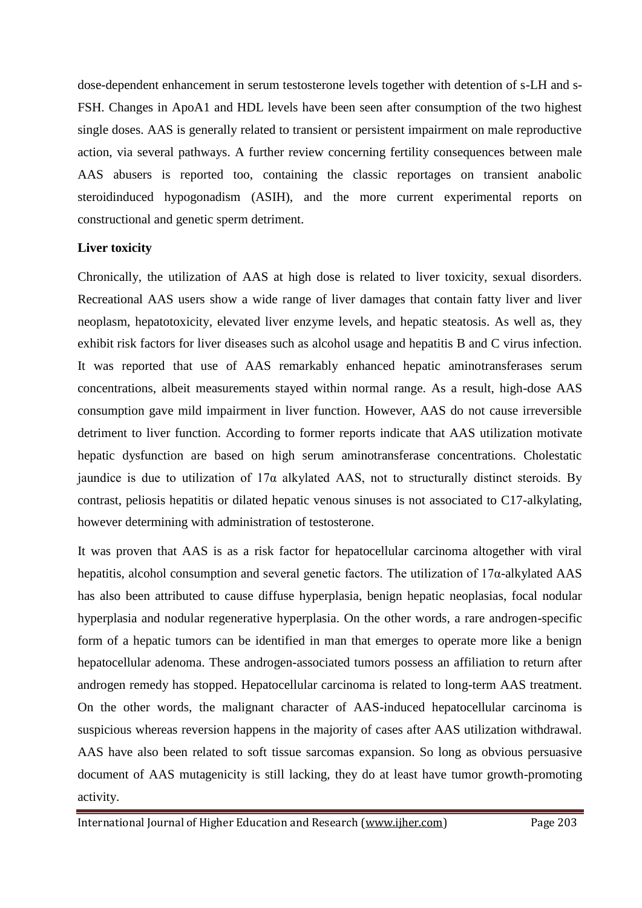dose-dependent enhancement in serum testosterone levels together with detention of s-LH and s-FSH. Changes in ApoA1 and HDL levels have been seen after consumption of the two highest single doses. AAS is generally related to transient or persistent impairment on male reproductive action, via several pathways. A further review concerning fertility consequences between male AAS abusers is reported too, containing the classic reportages on transient anabolic steroidinduced hypogonadism (ASIH), and the more current experimental reports on constructional and genetic sperm detriment.

**Liver toxicity**

Chronically, the utilization of AAS at high dose is related to liver toxicity, sexual disorders. Recreational AAS users show a wide range of liver damages that contain fatty liver and liver neoplasm, hepatotoxicity, elevated liver enzyme levels, and hepatic steatosis. As well as, they exhibit risk factors for liver diseases such as alcohol usage and hepatitis B and C virus infection. It was reported that use of AAS remarkably enhanced hepatic aminotransferases serum concentrations, albeit measurements stayed within normal range. As a result, high-dose AAS consumption gave mild impairment in liver function. However, AAS do not cause irreversible detriment to liver function. According to former reports indicate that AAS utilization motivate hepatic dysfunction are based on high serum aminotransferase concentrations. Cholestatic jaundice is due to utilization of 17α alkylated AAS, not to structurally distinct steroids. By contrast, peliosis hepatitis or dilated hepatic venous sinuses is not associated to C17-alkylating, however determining with administration of testosterone.

It was proven that AAS is as a risk factor for hepatocellular carcinoma altogether with viral hepatitis, alcohol consumption and several genetic factors. The utilization of 17α-alkylated AAS has also been attributed to cause diffuse hyperplasia, benign hepatic neoplasias, focal nodular hyperplasia and nodular regenerative hyperplasia. On the other words, a rare androgen-specific form of a hepatic tumors can be identified in man that emerges to operate more like a benign hepatocellular adenoma. These androgen-associated tumors possess an affiliation to return after androgen remedy has stopped. Hepatocellular carcinoma is related to long-term AAS treatment. On the other words, the malignant character of AAS-induced hepatocellular carcinoma is suspicious whereas reversion happens in the majority of cases after AAS utilization withdrawal. AAS have also been related to soft tissue sarcomas expansion. So long as obvious persuasive document of AAS mutagenicity is still lacking, they do at least have tumor growth-promoting activity.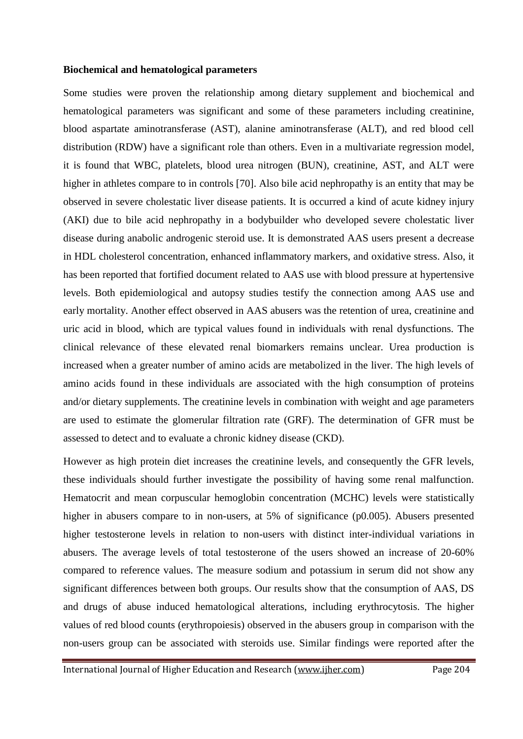**Biochemical and hematological parameters**

Some studies were proven the relationship among dietary supplement and biochemical and hematological parameters was significant and some of these parameters including creatinine, blood aspartate aminotransferase (AST), alanine aminotransferase (ALT), and red blood cell distribution (RDW) have a significant role than others. Even in a multivariate regression model, it is found that WBC, platelets, blood urea nitrogen (BUN), creatinine, AST, and ALT were higher in athletes compare to in controls [70]. Also bile acid nephropathy is an entity that may be observed in severe cholestatic liver disease patients. It is occurred a kind of acute kidney injury (AKI) due to bile acid nephropathy in a bodybuilder who developed severe cholestatic liver disease during anabolic androgenic steroid use. It is demonstrated AAS users present a decrease in HDL cholesterol concentration, enhanced inflammatory markers, and oxidative stress. Also, it has been reported that fortified document related to AAS use with blood pressure at hypertensive levels. Both epidemiological and autopsy studies testify the connection among AAS use and early mortality. Another effect observed in AAS abusers was the retention of urea, creatinine and uric acid in blood, which are typical values found in individuals with renal dysfunctions. The clinical relevance of these elevated renal biomarkers remains unclear. Urea production is increased when a greater number of amino acids are metabolized in the liver. The high levels of amino acids found in these individuals are associated with the high consumption of proteins and/or dietary supplements. The creatinine levels in combination with weight and age parameters are used to estimate the glomerular filtration rate (GRF). The determination of GFR must be assessed to detect and to evaluate a chronic kidney disease (CKD).

However as high protein diet increases the creatinine levels, and consequently the GFR levels, these individuals should further investigate the possibility of having some renal malfunction. Hematocrit and mean corpuscular hemoglobin concentration (MCHC) levels were statistically higher in abusers compare to in non-users, at 5% of significance (p0.005). Abusers presented higher testosterone levels in relation to non-users with distinct inter-individual variations in abusers. The average levels of total testosterone of the users showed an increase of 20-60% compared to reference values. The measure sodium and potassium in serum did not show any significant differences between both groups. Our results show that the consumption of AAS, DS and drugs of abuse induced hematological alterations, including erythrocytosis. The higher values of red blood counts (erythropoiesis) observed in the abusers group in comparison with the non-users group can be associated with steroids use. Similar findings were reported after the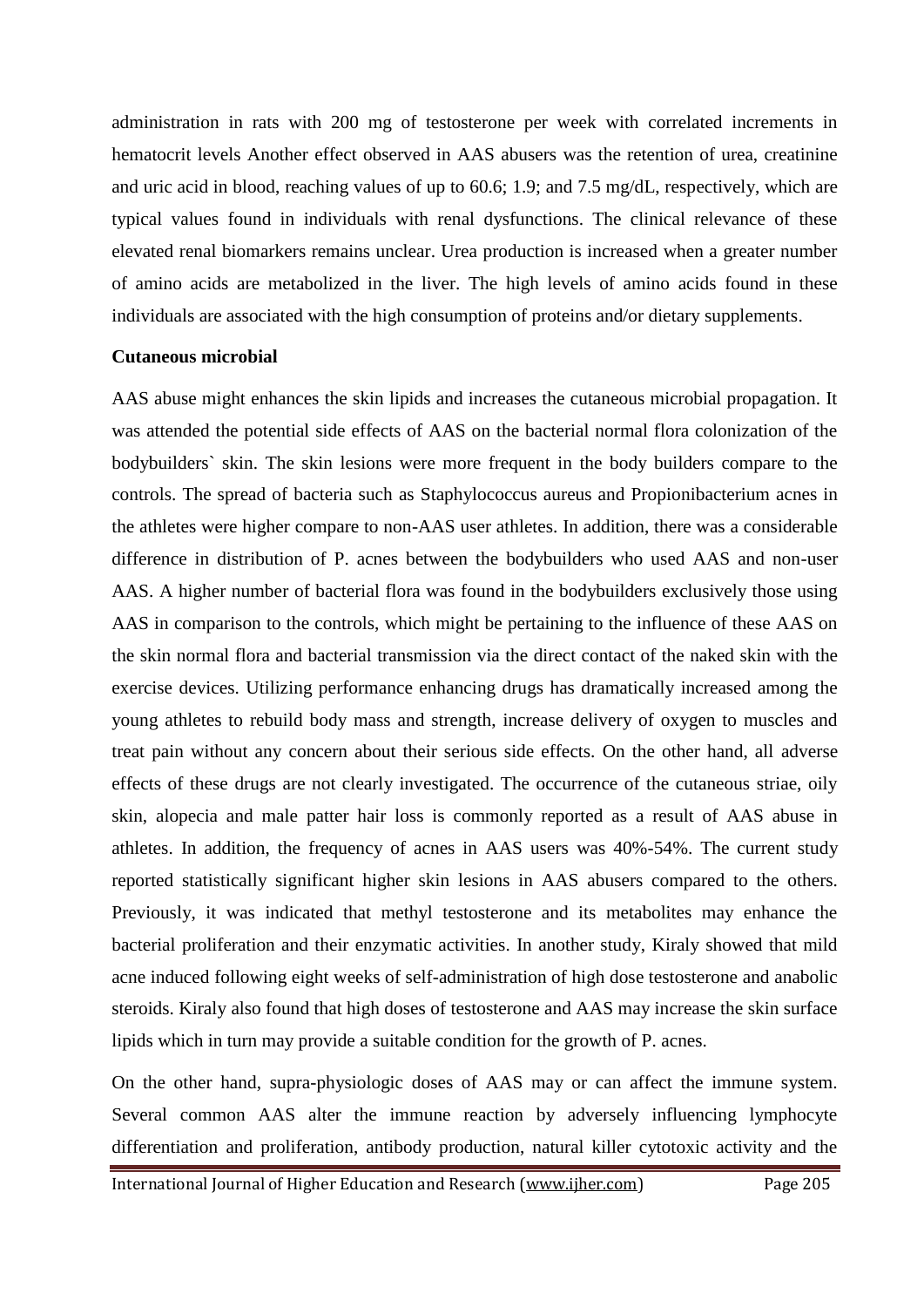administration in rats with 200 mg of testosterone per week with correlated increments in hematocrit levels Another effect observed in AAS abusers was the retention of urea, creatinine and uric acid in blood, reaching values of up to 60.6; 1.9; and 7.5 mg/dL, respectively, which are typical values found in individuals with renal dysfunctions. The clinical relevance of these elevated renal biomarkers remains unclear. Urea production is increased when a greater number of amino acids are metabolized in the liver. The high levels of amino acids found in these individuals are associated with the high consumption of proteins and/or dietary supplements.

**Cutaneous microbial**

AAS abuse might enhances the skin lipids and increases the cutaneous microbial propagation. It was attended the potential side effects of AAS on the bacterial normal flora colonization of the bodybuilders` skin. The skin lesions were more frequent in the body builders compare to the controls. The spread of bacteria such as Staphylococcus aureus and Propionibacterium acnes in the athletes were higher compare to non-AAS user athletes. In addition, there was a considerable difference in distribution of P. acnes between the bodybuilders who used AAS and non-user AAS. A higher number of bacterial flora was found in the bodybuilders exclusively those using AAS in comparison to the controls, which might be pertaining to the influence of these AAS on the skin normal flora and bacterial transmission via the direct contact of the naked skin with the exercise devices. Utilizing performance enhancing drugs has dramatically increased among the young athletes to rebuild body mass and strength, increase delivery of oxygen to muscles and treat pain without any concern about their serious side effects. On the other hand, all adverse effects of these drugs are not clearly investigated. The occurrence of the cutaneous striae, oily skin, alopecia and male patter hair loss is commonly reported as a result of AAS abuse in athletes. In addition, the frequency of acnes in AAS users was 40%-54%. The current study reported statistically significant higher skin lesions in AAS abusers compared to the others. Previously, it was indicated that methyl testosterone and its metabolites may enhance the bacterial proliferation and their enzymatic activities. In another study, Kiraly showed that mild acne induced following eight weeks of self-administration of high dose testosterone and anabolic steroids. Kiraly also found that high doses of testosterone and AAS may increase the skin surface lipids which in turn may provide a suitable condition for the growth of P. acnes.

On the other hand, supra-physiologic doses of AAS may or can affect the immune system. Several common AAS alter the immune reaction by adversely influencing lymphocyte differentiation and proliferation, antibody production, natural killer cytotoxic activity and the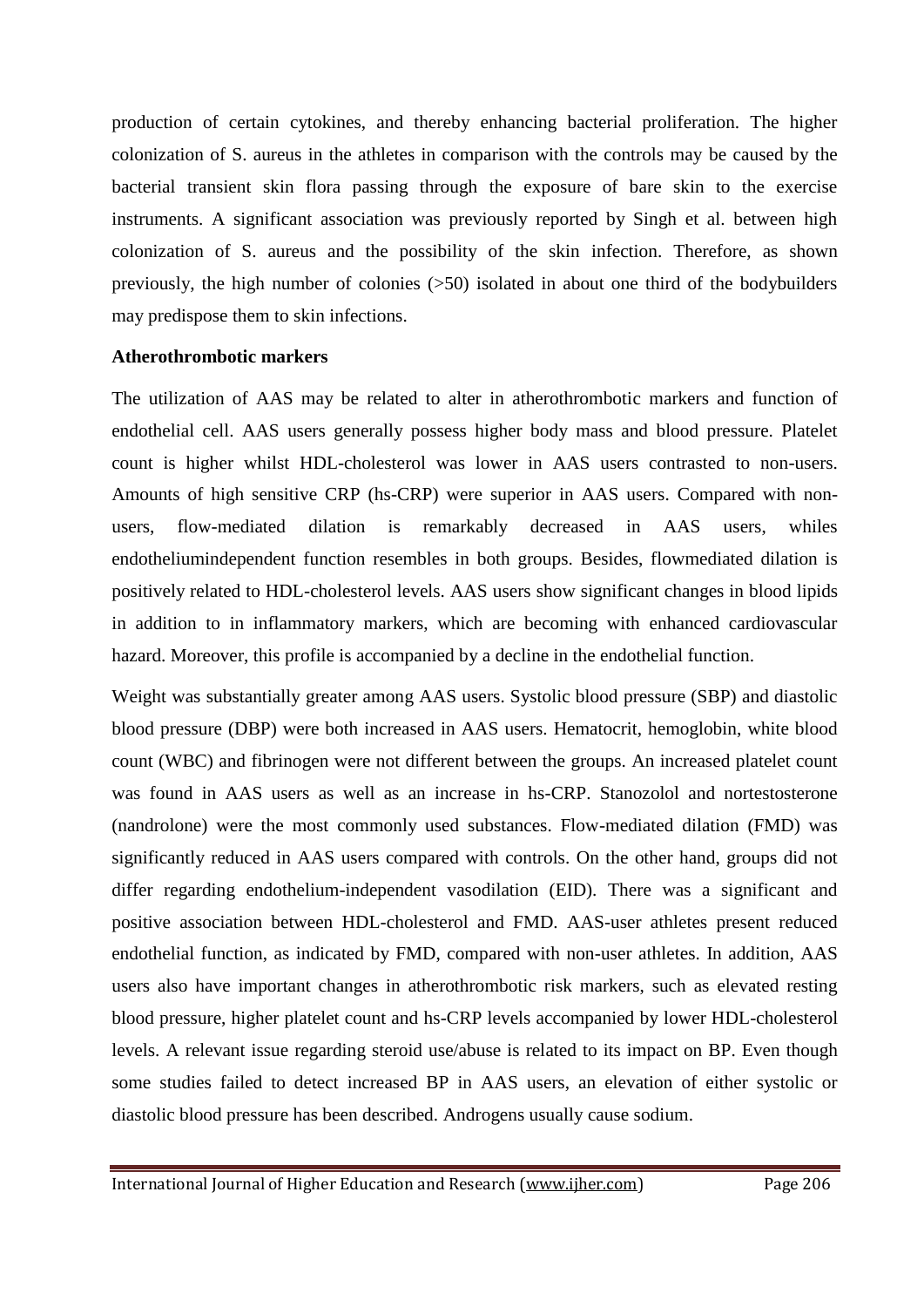production of certain cytokines, and thereby enhancing bacterial proliferation. The higher colonization of S. aureus in the athletes in comparison with the controls may be caused by the bacterial transient skin flora passing through the exposure of bare skin to the exercise instruments. A significant association was previously reported by Singh et al. between high colonization of S. aureus and the possibility of the skin infection. Therefore, as shown previously, the high number of colonies (>50) isolated in about one third of the bodybuilders may predispose them to skin infections.

**Atherothrombotic markers**

The utilization of AAS may be related to alter in atherothrombotic markers and function of endothelial cell. AAS users generally possess higher body mass and blood pressure. Platelet count is higher whilst HDL-cholesterol was lower in AAS users contrasted to non-users. Amounts of high sensitive CRP (hs-CRP) were superior in AAS users. Compared with non-users, flow-mediated dilation is remarkably decreased in AAS users, whiles endotheliumindependent function resembles in both groups. Besides, flowmediated dilation is positively related to HDL-cholesterol levels. AAS users show significant changes in blood lipids in addition to in inflammatory markers, which are becoming with enhanced cardiovascular hazard. Moreover, this profile is accompanied by a decline in the endothelial function.

Weight was substantially greater among AAS users. Systolic blood pressure (SBP) and diastolic blood pressure (DBP) were both increased in AAS users. Hematocrit, hemoglobin, white blood count (WBC) and fibrinogen were not different between the groups. An increased platelet count was found in AAS users as well as an increase in hs-CRP. Stanozolol and nortestosterone (nandrolone) were the most commonly used substances. Flow-mediated dilation (FMD) was significantly reduced in AAS users compared with controls. On the other hand, groups did not differ regarding endothelium-independent vasodilation (EID). There was a significant and positive association between HDL-cholesterol and FMD. AAS-user athletes present reduced endothelial function, as indicated by FMD, compared with non-user athletes. In addition, AAS users also have important changes in atherothrombotic risk markers, such as elevated resting blood pressure, higher platelet count and hs-CRP levels accompanied by lower HDL-cholesterol levels. A relevant issue regarding steroid use/abuse is related to its impact on BP. Even though some studies failed to detect increased BP in AAS users, an elevation of either systolic or diastolic blood pressure has been described. Androgens usually cause sodium.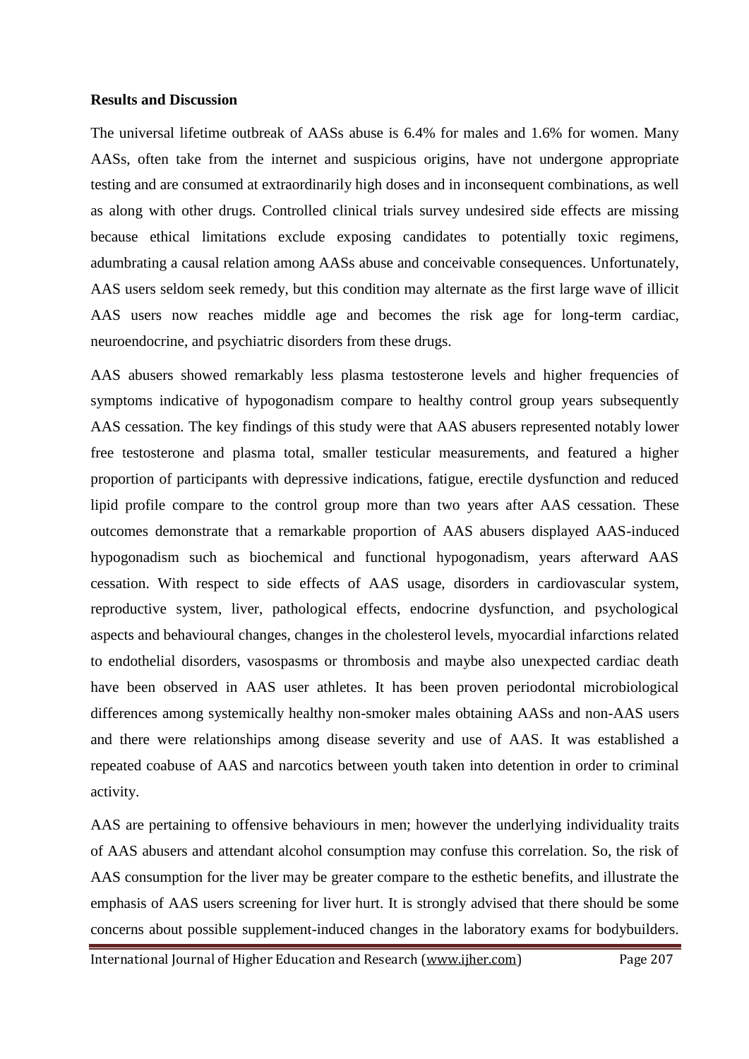**Results and Discussion**

The universal lifetime outbreak of AASs abuse is 6.4% for males and 1.6% for women. Many AASs, often take from the internet and suspicious origins, have not undergone appropriate testing and are consumed at extraordinarily high doses and in inconsequent combinations, as well as along with other drugs. Controlled clinical trials survey undesired side effects are missing because ethical limitations exclude exposing candidates to potentially toxic regimens, adumbrating a causal relation among AASs abuse and conceivable consequences. Unfortunately, AAS users seldom seek remedy, but this condition may alternate as the first large wave of illicit AAS users now reaches middle age and becomes the risk age for long-term cardiac, neuroendocrine, and psychiatric disorders from these drugs.

AAS abusers showed remarkably less plasma testosterone levels and higher frequencies of symptoms indicative of hypogonadism compare to healthy control group years subsequently AAS cessation. The key findings of this study were that AAS abusers represented notably lower free testosterone and plasma total, smaller testicular measurements, and featured a higher proportion of participants with depressive indications, fatigue, erectile dysfunction and reduced lipid profile compare to the control group more than two years after AAS cessation. These outcomes demonstrate that a remarkable proportion of AAS abusers displayed AAS-induced hypogonadism such as biochemical and functional hypogonadism, years afterward AAS cessation. With respect to side effects of AAS usage, disorders in cardiovascular system, reproductive system, liver, pathological effects, endocrine dysfunction, and psychological aspects and behavioural changes, changes in the cholesterol levels, myocardial infarctions related to endothelial disorders, vasospasms or thrombosis and maybe also unexpected cardiac death have been observed in AAS user athletes. It has been proven periodontal microbiological differences among systemically healthy non-smoker males obtaining AASs and non-AAS users and there were relationships among disease severity and use of AAS. It was established a repeated coabuse of AAS and narcotics between youth taken into detention in order to criminal activity.

AAS are pertaining to offensive behaviours in men; however the underlying individuality traits of AAS abusers and attendant alcohol consumption may confuse this correlation. So, the risk of AAS consumption for the liver may be greater compare to the esthetic benefits, and illustrate the emphasis of AAS users screening for liver hurt. It is strongly advised that there should be some concerns about possible supplement-induced changes in the laboratory exams for bodybuilders.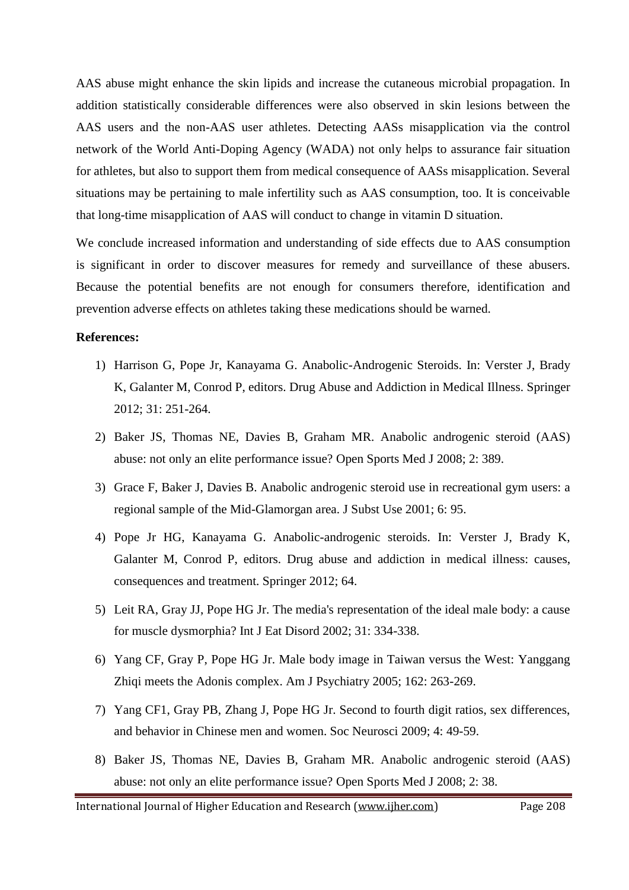AAS abuse might enhance the skin lipids and increase the cutaneous microbial propagation. In addition statistically considerable differences were also observed in skin lesions between the AAS users and the non-AAS user athletes. Detecting AASs misapplication via the control network of the World Anti-Doping Agency (WADA) not only helps to assurance fair situation for athletes, but also to support them from medical consequence of AASs misapplication. Several situations may be pertaining to male infertility such as AAS consumption, too. It is conceivable that long-time misapplication of AAS will conduct to change in vitamin D situation.

We conclude increased information and understanding of side effects due to AAS consumption is significant in order to discover measures for remedy and surveillance of these abusers. Because the potential benefits are not enough for consumers therefore, identification and prevention adverse effects on athletes taking these medications should be warned.

**References:**

1) Harrison G, Pope Jr, Kanayama G. Anabolic-Androgenic Steroids. In: Verster J, Brady K, Galanter M, Conrod P, editors. Drug Abuse and Addiction in Medical Illness. Springer 2012; 31: 251-264.

2) Baker JS, Thomas NE, Davies B, Graham MR. Anabolic androgenic steroid (AAS) abuse: not only an elite performance issue? Open Sports Med J 2008; 2: 389.

3) Grace F, Baker J, Davies B. Anabolic androgenic steroid use in recreational gym users: a regional sample of the Mid-Glamorgan area. J Subst Use 2001; 6: 95.

4) Pope Jr HG, Kanayama G. Anabolic-androgenic steroids. In: Verster J, Brady K, Galanter M, Conrod P, editors. Drug abuse and addiction in medical illness: causes, consequences and treatment. Springer 2012; 64.

5) Leit RA, Gray JJ, Pope HG Jr. The media's representation of the ideal male body: a cause for muscle dysmorphia? Int J Eat Disord 2002; 31: 334-338.

6) Yang CF, Gray P, Pope HG Jr. Male body image in Taiwan versus the West: Yanggang Zhiqi meets the Adonis complex. Am J Psychiatry 2005; 162: 263-269.

7) Yang CF1, Gray PB, Zhang J, Pope HG Jr. Second to fourth digit ratios, sex differences, and behavior in Chinese men and women. Soc Neurosci 2009; 4: 49-59.

8) Baker JS, Thomas NE, Davies B, Graham MR. Anabolic androgenic steroid (AAS) abuse: not only an elite performance issue? Open Sports Med J 2008; 2: 38.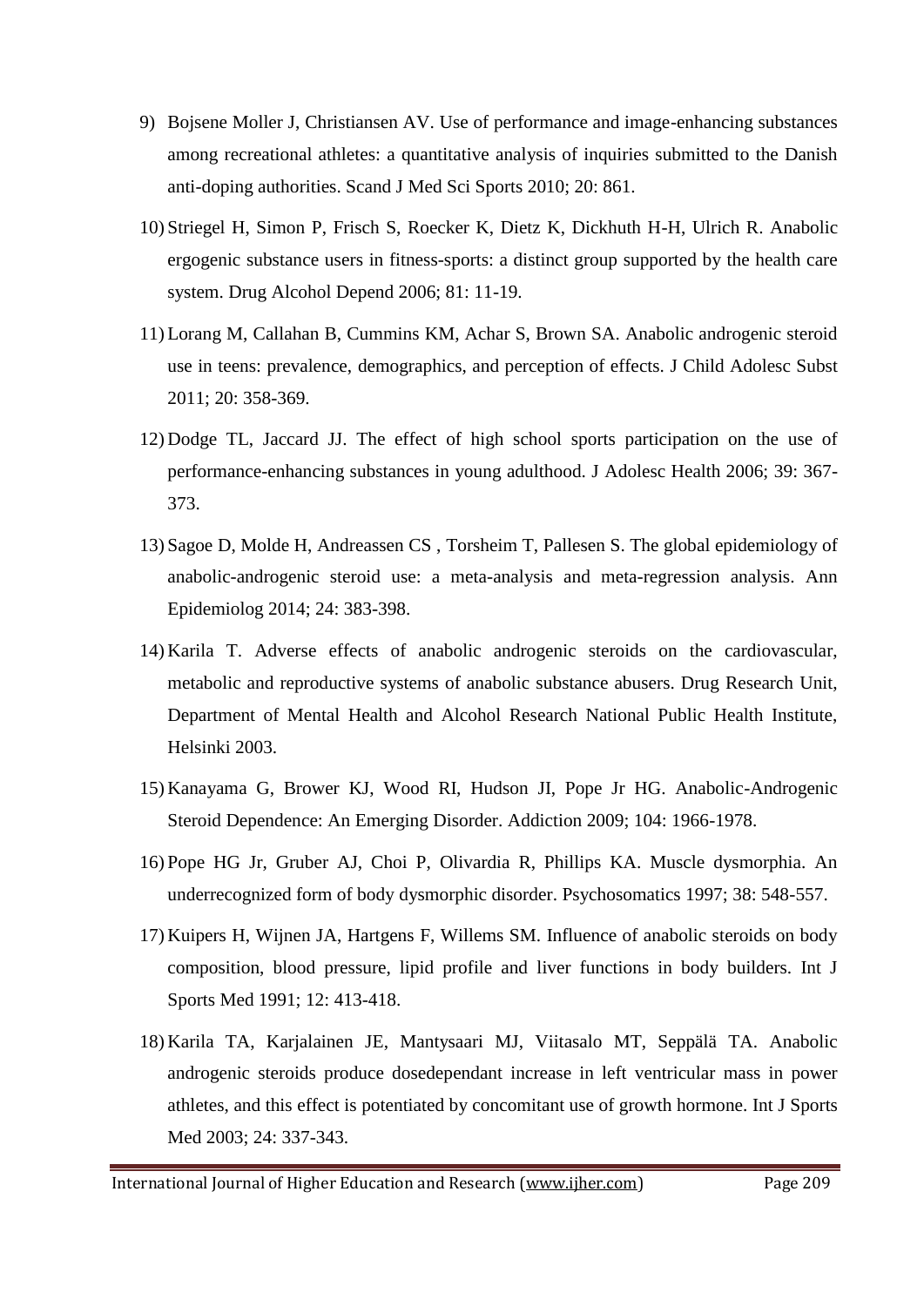9) Bojsene Moller J, Christiansen AV. Use of performance and image-enhancing substances among recreational athletes: a quantitative analysis of inquiries submitted to the Danish anti-doping authorities. Scand J Med Sci Sports 2010; 20: 861.

10) Striegel H, Simon P, Frisch S, Roecker K, Dietz K, Dickhuth H-H, Ulrich R. Anabolic ergogenic substance users in fitness-sports: a distinct group supported by the health care system. Drug Alcohol Depend 2006; 81: 11-19.

11) Lorang M, Callahan B, Cummins KM, Achar S, Brown SA. Anabolic androgenic steroid use in teens: prevalence, demographics, and perception of effects. J Child Adolesc Subst 2011; 20: 358-369.

12) Dodge TL, Jaccard JJ. The effect of high school sports participation on the use of performance-enhancing substances in young adulthood. J Adolesc Health 2006; 39: 367-373.

13) Sagoe D, Molde H, Andreassen CS , Torsheim T, Pallesen S. The global epidemiology of anabolic-androgenic steroid use: a meta-analysis and meta-regression analysis. Ann Epidemiolog 2014; 24: 383-398.

14) Karila T. Adverse effects of anabolic androgenic steroids on the cardiovascular, metabolic and reproductive systems of anabolic substance abusers. Drug Research Unit, Department of Mental Health and Alcohol Research National Public Health Institute, Helsinki 2003.

15) Kanayama G, Brower KJ, Wood RI, Hudson JI, Pope Jr HG. Anabolic-Androgenic Steroid Dependence: An Emerging Disorder. Addiction 2009; 104: 1966-1978.

16) Pope HG Jr, Gruber AJ, Choi P, Olivardia R, Phillips KA. Muscle dysmorphia. An underrecognized form of body dysmorphic disorder. Psychosomatics 1997; 38: 548-557.

17) Kuipers H, Wijnen JA, Hartgens F, Willems SM. Influence of anabolic steroids on body composition, blood pressure, lipid profile and liver functions in body builders. Int J Sports Med 1991; 12: 413-418.

18) Karila TA, Karjalainen JE, Mantysaari MJ, Viitasalo MT, Seppälä TA. Anabolic androgenic steroids produce dosedependant increase in left ventricular mass in power athletes, and this effect is potentiated by concomitant use of growth hormone. Int J Sports Med 2003; 24: 337-343.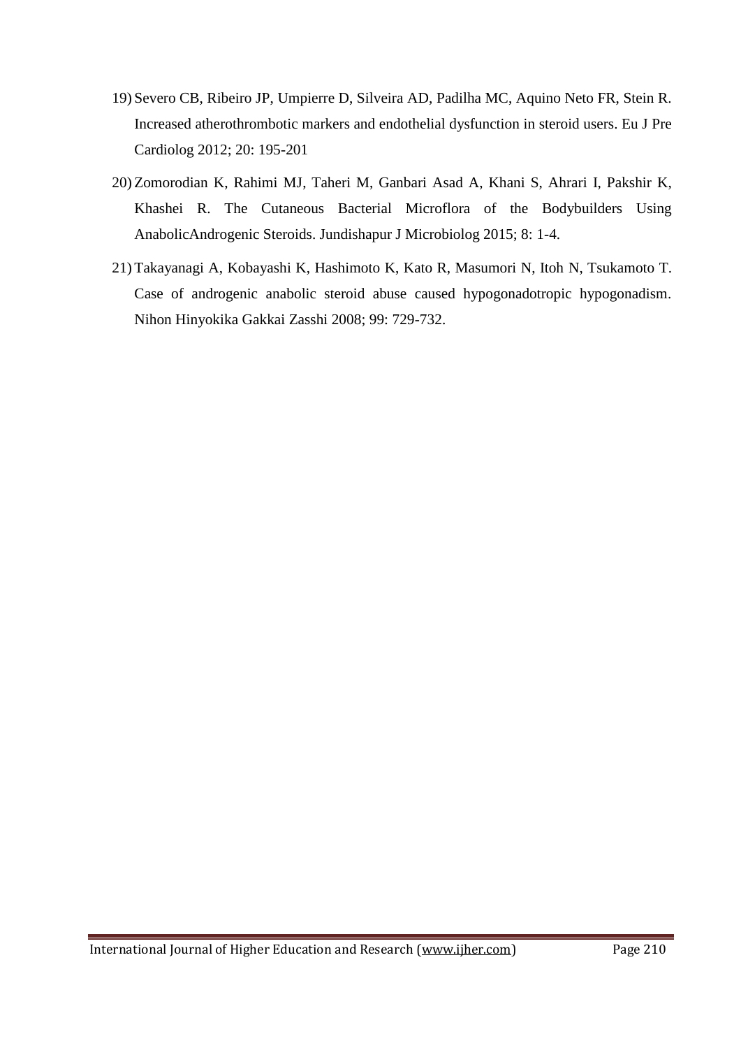19) Severo CB, Ribeiro JP, Umpierre D, Silveira AD, Padilha MC, Aquino Neto FR, Stein R. Increased atherothrombotic markers and endothelial dysfunction in steroid users. Eu J Pre Cardiolog 2012; 20: 195-201

20) Zomorodian K, Rahimi MJ, Taheri M, Ganbari Asad A, Khani S, Ahrari I, Pakshir K, Khashei R. The Cutaneous Bacterial Microflora of the Bodybuilders Using AnabolicAndrogenic Steroids. Jundishapur J Microbiolog 2015; 8: 1-4.

21) Takayanagi A, Kobayashi K, Hashimoto K, Kato R, Masumori N, Itoh N, Tsukamoto T. Case of androgenic anabolic steroid abuse caused hypogonadotropic hypogonadism. Nihon Hinyokika Gakkai Zasshi 2008; 99: 729-732.